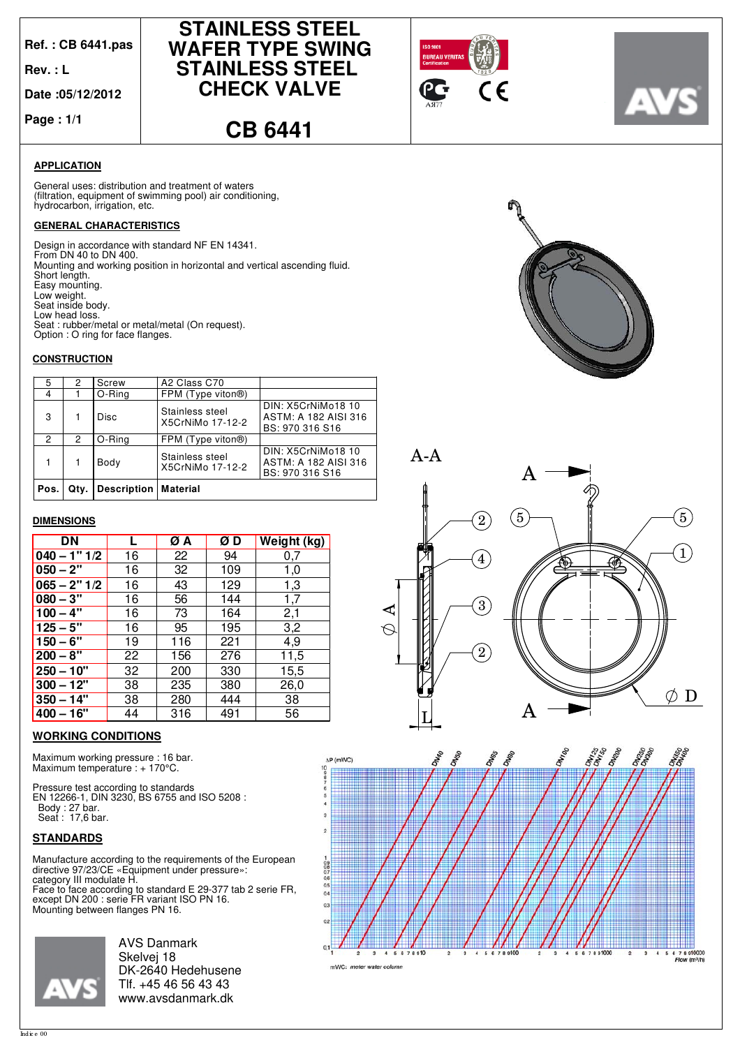Ref. : CB 6441.pas

Rev. : L

Date :05/12/2012

Page : 1/1

# STAINLESS STEEL WAFER TYPE SWING STAINLESS STEEL CHECK VALVE

# CB 6441

## APPLICATION

General uses: distribution and treatment of waters (filtration, equipment of swimming pool) air conditioning, hydrocarbon, irrigation, etc.

## GENERAL CHARACTERISTICS

Design in accordance with standard NF EN 14341.
From DN 40 to DN 400.
Mounting and working position in horizontal and vertical ascending fluid.
Short length.
Easy mounting.
Low weight.
Seat inside body.
Low head loss.
Seat : rubber/metal or metal/metal (On request).
Option : O ring for face flanges.

## CONSTRUCTION

| Pos. | Qty. | Description | Material | |
|---|---|---|---|---|
| 5 | 2 | Screw | A2 Class C70 | |
| 4 | 1 | O-Ring | FPM (Type viton®) | |
| 3 | 1 | Disc | Stainless steel X5CrNiMo 17-12-2 | DIN: X5CrNiMo18 10<br>ASTM: A 182 AISI 316<br>BS: 970 316 S16 |
| 2 | 2 | O-Ring | FPM (Type viton®) | |
| 1 | 1 | Body | Stainless steel X5CrNiMo 17-12-2 | DIN: X5CrNiMo18 10<br>ASTM: A 182 AISI 316<br>BS: 970 316 S16 |

## DIMENSIONS

| DN | L | Ø A | Ø D | Weight (kg) |
|---|---|---|---|---|
| 040 – 1" 1/2 | 16 | 22 | 94 | 0,7 |
| 050 – 2" | 16 | 32 | 109 | 1,0 |
| 065 – 2" 1/2 | 16 | 43 | 129 | 1,3 |
| 080 – 3" | 16 | 56 | 144 | 1,7 |
| 100 – 4" | 16 | 73 | 164 | 2,1 |
| 125 – 5" | 16 | 95 | 195 | 3,2 |
| 150 – 6" | 19 | 116 | 221 | 4,9 |
| 200 – 8" | 22 | 156 | 276 | 11,5 |
| 250 – 10" | 32 | 200 | 330 | 15,5 |
| 300 – 12" | 38 | 235 | 380 | 26,0 |
| 350 – 14" | 38 | 280 | 444 | 38 |
| 400 – 16" | 44 | 316 | 491 | 56 |

## WORKING CONDITIONS

Maximum working pressure : 16 bar.
Maximum temperature : + 170°C.

Pressure test according to standards EN 12266-1, DIN 3230, BS 6755 and ISO 5208 :
Body : 27 bar.
Seat : 17,6 bar.

## STANDARDS

Manufacture according to the requirements of the European directive 97/23/CE «Equipment under pressure»: category III modulate H.
Face to face according to standard E 29-377 tab 2 serie FR, except DN 200 : serie FR variant ISO PN 16.
Mounting between flanges PN 16.

ΔP (mWC) — Flow (m³/h) — DN40, DN50, DN65, DN80, DN100, DN125, DN150, DN200, DN250, DN300, DN350, DN400

mWC: meter water column

AVS Danmark
Skelvej 18
DK-2640 Hedehusene
Tlf. +45 46 56 43 43
www.avsdanmark.dk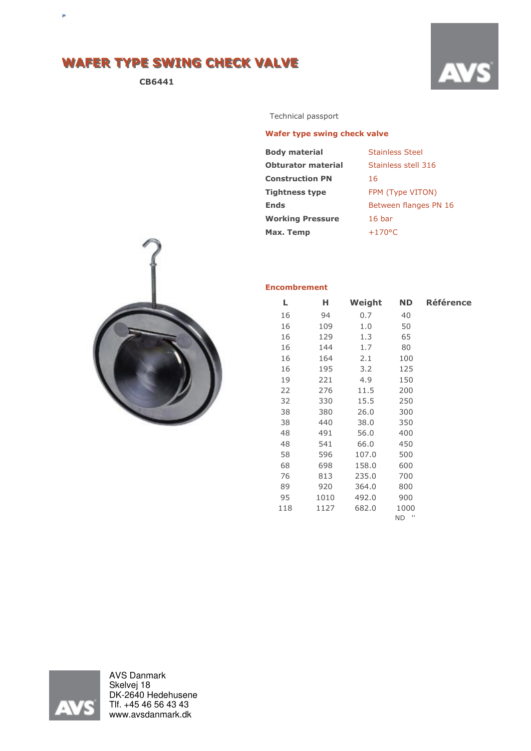# WAFER TYPE SWING CHECK VALVE

**CB6441**

Technical passport

**Wafer type swing check valve**

| | |
|---|---|
| **Body material** | Stainless Steel |
| **Obturator material** | Stainless stell 316 |
| **Construction PN** | 16 |
| **Tightness type** | FPM (Type VITON) |
| **Ends** | Between flanges PN 16 |
| **Working Pressure** | 16 bar |
| **Max. Temp** | +170°C |

**Encombrement**

| L | H | Weight | ND | Référence |
|---|---|---|---|---|
| 16 | 94 | 0.7 | 40 | |
| 16 | 109 | 1.0 | 50 | |
| 16 | 129 | 1.3 | 65 | |
| 16 | 144 | 1.7 | 80 | |
| 16 | 164 | 2.1 | 100 | |
| 16 | 195 | 3.2 | 125 | |
| 19 | 221 | 4.9 | 150 | |
| 22 | 276 | 11.5 | 200 | |
| 32 | 330 | 15.5 | 250 | |
| 38 | 380 | 26.0 | 300 | |
| 38 | 440 | 38.0 | 350 | |
| 48 | 491 | 56.0 | 400 | |
| 48 | 541 | 66.0 | 450 | |
| 58 | 596 | 107.0 | 500 | |
| 68 | 698 | 158.0 | 600 | |
| 76 | 813 | 235.0 | 700 | |
| 89 | 920 | 364.0 | 800 | |
| 95 | 1010 | 492.0 | 900 | |
| 118 | 1127 | 682.0 | 1000 | |
| | | | ND " | |

AVS Danmark
Skelvej 18
DK-2640 Hedehusene
Tlf. +45 46 56 43 43
www.avsdanmark.dk